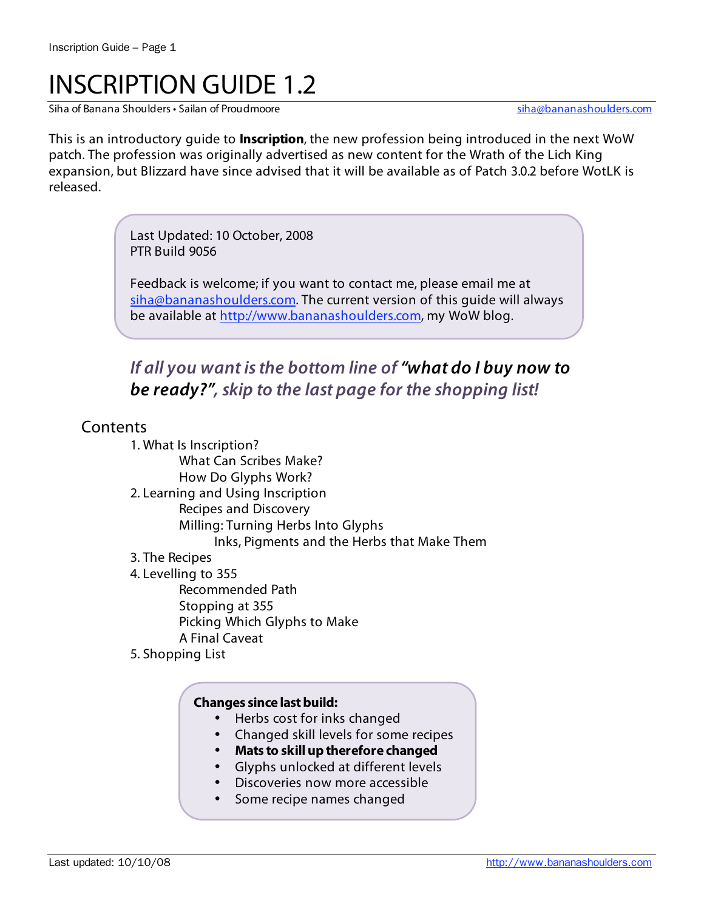# INSCRIPTION GUIDE 1.2

Siha of Banana Shoulders • Sailan of Proudmoore siha@bananashoulders.com

This is an introductory guide to **Inscription**, the new profession being introduced in the next WoW patch. The profession was originally advertised as new content for the Wrath of the Lich King expansion, but Blizzard have since advised that it will be available as of Patch 3.0.2 before WotLK is released.

> Last Updated: 10 October, 2008
> PTR Build 9056
>
> Feedback is welcome; if you want to contact me, please email me at siha@bananashoulders.com. The current version of this guide will always be available at http://www.bananashoulders.com, my WoW blog.

***If all you want is the bottom line of "what do I buy now to be ready?", skip to the last page for the shopping list!***

## Contents

1. What Is Inscription?
   - What Can Scribes Make?
   - How Do Glyphs Work?
2. Learning and Using Inscription
   - Recipes and Discovery
   - Milling: Turning Herbs Into Glyphs
     - Inks, Pigments and the Herbs that Make Them
3. The Recipes
4. Levelling to 355
   - Recommended Path
   - Stopping at 355
   - Picking Which Glyphs to Make
   - A Final Caveat
5. Shopping List

> **Changes since last build:**
> - Herbs cost for inks changed
> - Changed skill levels for some recipes
> - **Mats to skill up therefore changed**
> - Glyphs unlocked at different levels
> - Discoveries now more accessible
> - Some recipe names changed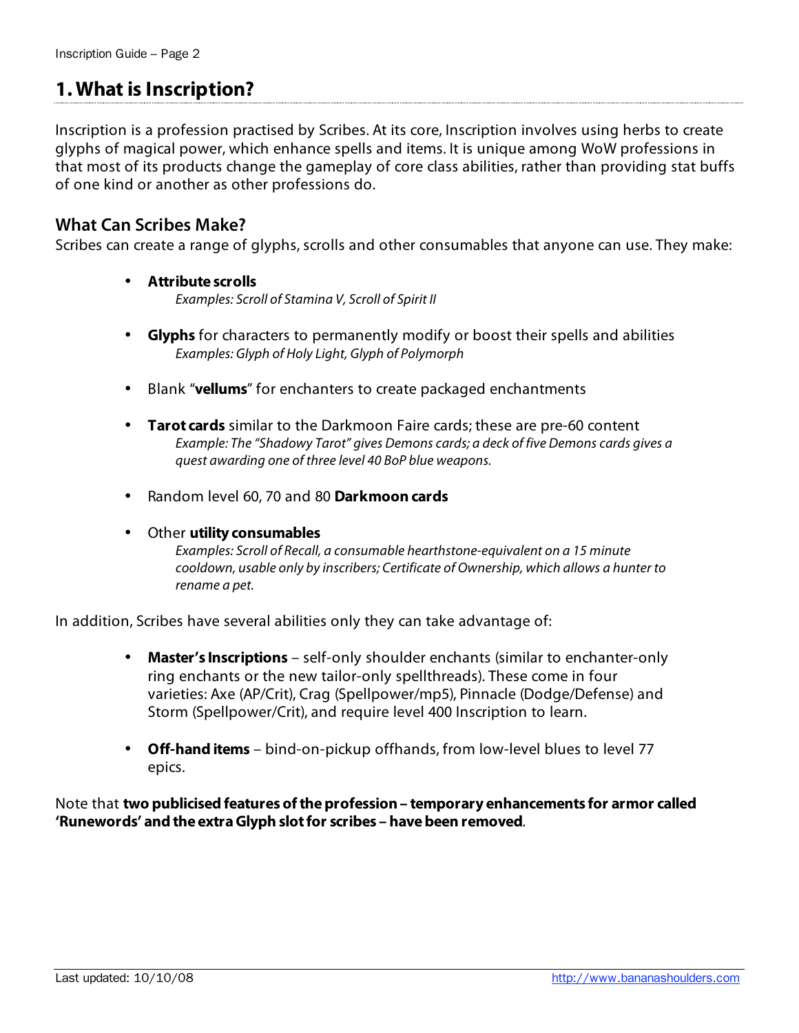# 1. What is Inscription?

Inscription is a profession practised by Scribes. At its core, Inscription involves using herbs to create glyphs of magical power, which enhance spells and items. It is unique among WoW professions in that most of its products change the gameplay of core class abilities, rather than providing stat buffs of one kind or another as other professions do.

## What Can Scribes Make?

Scribes can create a range of glyphs, scrolls and other consumables that anyone can use. They make:

- **Attribute scrolls**
  *Examples: Scroll of Stamina V, Scroll of Spirit II*

- **Glyphs** for characters to permanently modify or boost their spells and abilities
  *Examples: Glyph of Holy Light, Glyph of Polymorph*

- Blank "**vellums**" for enchanters to create packaged enchantments

- **Tarot cards** similar to the Darkmoon Faire cards; these are pre-60 content
  *Example: The "Shadowy Tarot" gives Demons cards; a deck of five Demons cards gives a quest awarding one of three level 40 BoP blue weapons.*

- Random level 60, 70 and 80 **Darkmoon cards**

- Other **utility consumables**
  *Examples: Scroll of Recall, a consumable hearthstone-equivalent on a 15 minute cooldown, usable only by inscribers; Certificate of Ownership, which allows a hunter to rename a pet.*

In addition, Scribes have several abilities only they can take advantage of:

- **Master's Inscriptions** – self-only shoulder enchants (similar to enchanter-only ring enchants or the new tailor-only spellthreads). These come in four varieties: Axe (AP/Crit), Crag (Spellpower/mp5), Pinnacle (Dodge/Defense) and Storm (Spellpower/Crit), and require level 400 Inscription to learn.

- **Off-hand items** – bind-on-pickup offhands, from low-level blues to level 77 epics.

Note that **two publicised features of the profession – temporary enhancements for armor called 'Runewords' and the extra Glyph slot for scribes – have been removed**.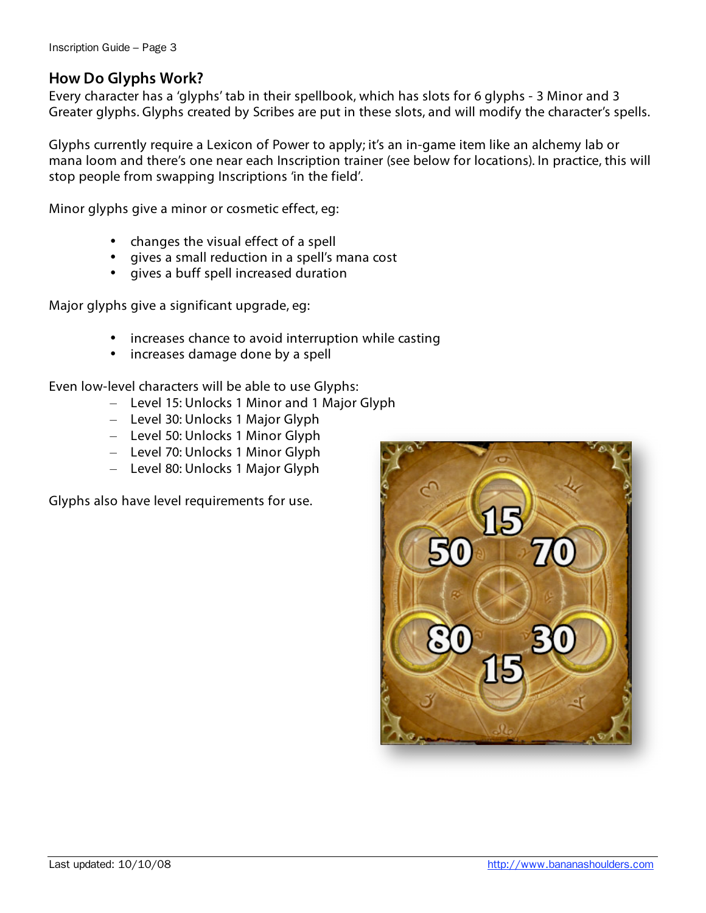## How Do Glyphs Work?

Every character has a 'glyphs' tab in their spellbook, which has slots for 6 glyphs - 3 Minor and 3 Greater glyphs. Glyphs created by Scribes are put in these slots, and will modify the character's spells.

Glyphs currently require a Lexicon of Power to apply; it's an in-game item like an alchemy lab or mana loom and there's one near each Inscription trainer (see below for locations). In practice, this will stop people from swapping Inscriptions 'in the field'.

Minor glyphs give a minor or cosmetic effect, eg:

- changes the visual effect of a spell
- gives a small reduction in a spell's mana cost
- gives a buff spell increased duration

Major glyphs give a significant upgrade, eg:

- increases chance to avoid interruption while casting
- increases damage done by a spell

Even low-level characters will be able to use Glyphs:

- Level 15: Unlocks 1 Minor and 1 Major Glyph
- Level 30: Unlocks 1 Major Glyph
- Level 50: Unlocks 1 Minor Glyph
- Level 70: Unlocks 1 Minor Glyph
- Level 80: Unlocks 1 Major Glyph

Glyphs also have level requirements for use.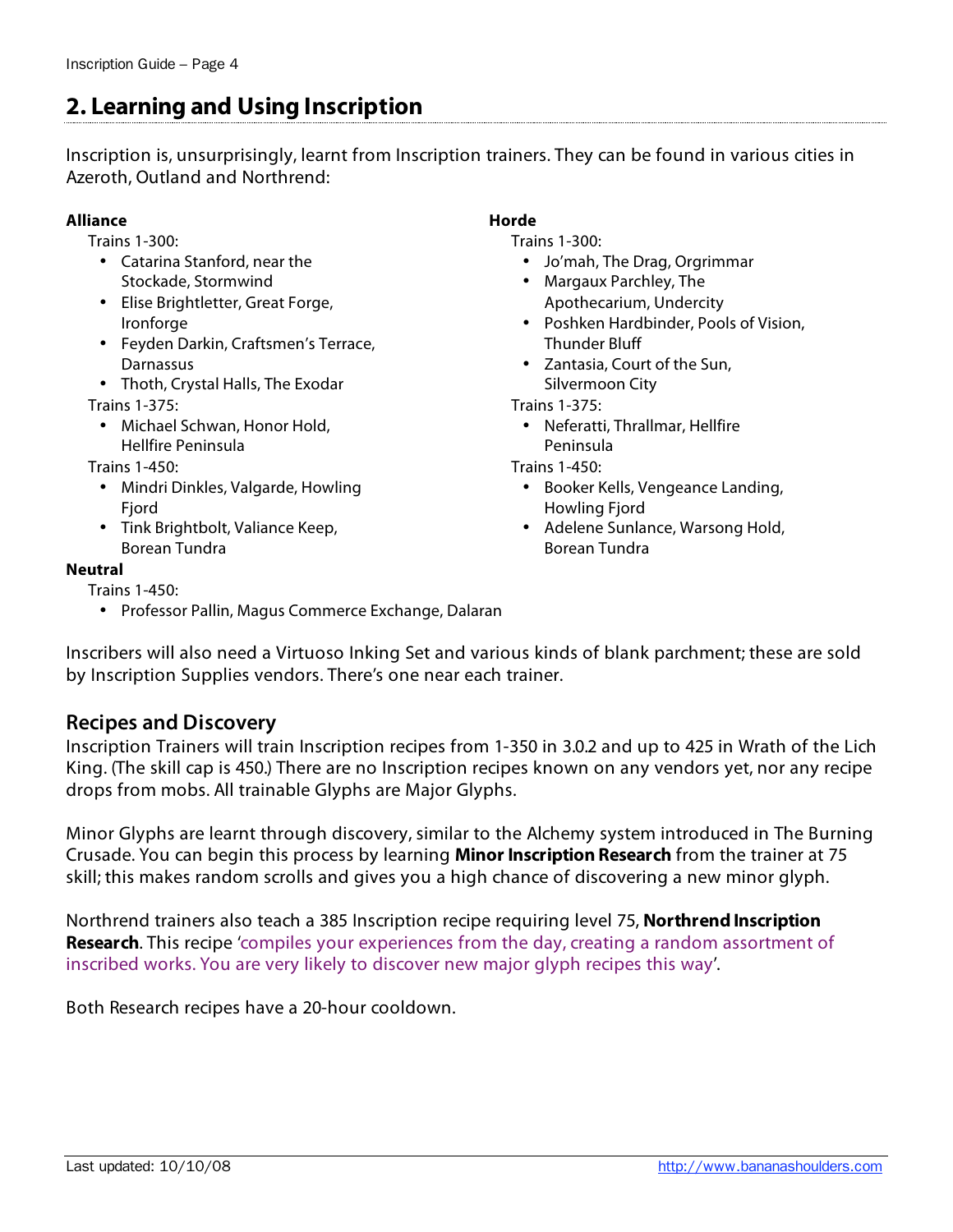## 2. Learning and Using Inscription

Inscription is, unsurprisingly, learnt from Inscription trainers. They can be found in various cities in Azeroth, Outland and Northrend:

**Alliance**

Trains 1-300:

- Catarina Stanford, near the Stockade, Stormwind
- Elise Brightletter, Great Forge, Ironforge
- Feyden Darkin, Craftsmen's Terrace, Darnassus
- Thoth, Crystal Halls, The Exodar

Trains 1-375:

- Michael Schwan, Honor Hold, Hellfire Peninsula

Trains 1-450:

- Mindri Dinkles, Valgarde, Howling Fjord
- Tink Brightbolt, Valiance Keep, Borean Tundra

**Horde**

Trains 1-300:

- Jo'mah, The Drag, Orgrimmar
- Margaux Parchley, The Apothecarium, Undercity
- Poshken Hardbinder, Pools of Vision, Thunder Bluff
- Zantasia, Court of the Sun, Silvermoon City

Trains 1-375:

- Neferatti, Thrallmar, Hellfire Peninsula

Trains 1-450:

- Booker Kells, Vengeance Landing, Howling Fjord
- Adelene Sunlance, Warsong Hold, Borean Tundra

**Neutral**

Trains 1-450:

- Professor Pallin, Magus Commerce Exchange, Dalaran

Inscribers will also need a Virtuoso Inking Set and various kinds of blank parchment; these are sold by Inscription Supplies vendors. There's one near each trainer.

### Recipes and Discovery

Inscription Trainers will train Inscription recipes from 1-350 in 3.0.2 and up to 425 in Wrath of the Lich King. (The skill cap is 450.) There are no Inscription recipes known on any vendors yet, nor any recipe drops from mobs. All trainable Glyphs are Major Glyphs.

Minor Glyphs are learnt through discovery, similar to the Alchemy system introduced in The Burning Crusade. You can begin this process by learning **Minor Inscription Research** from the trainer at 75 skill; this makes random scrolls and gives you a high chance of discovering a new minor glyph.

Northrend trainers also teach a 385 Inscription recipe requiring level 75, **Northrend Inscription Research**. This recipe 'compiles your experiences from the day, creating a random assortment of inscribed works. You are very likely to discover new major glyph recipes this way'.

Both Research recipes have a 20-hour cooldown.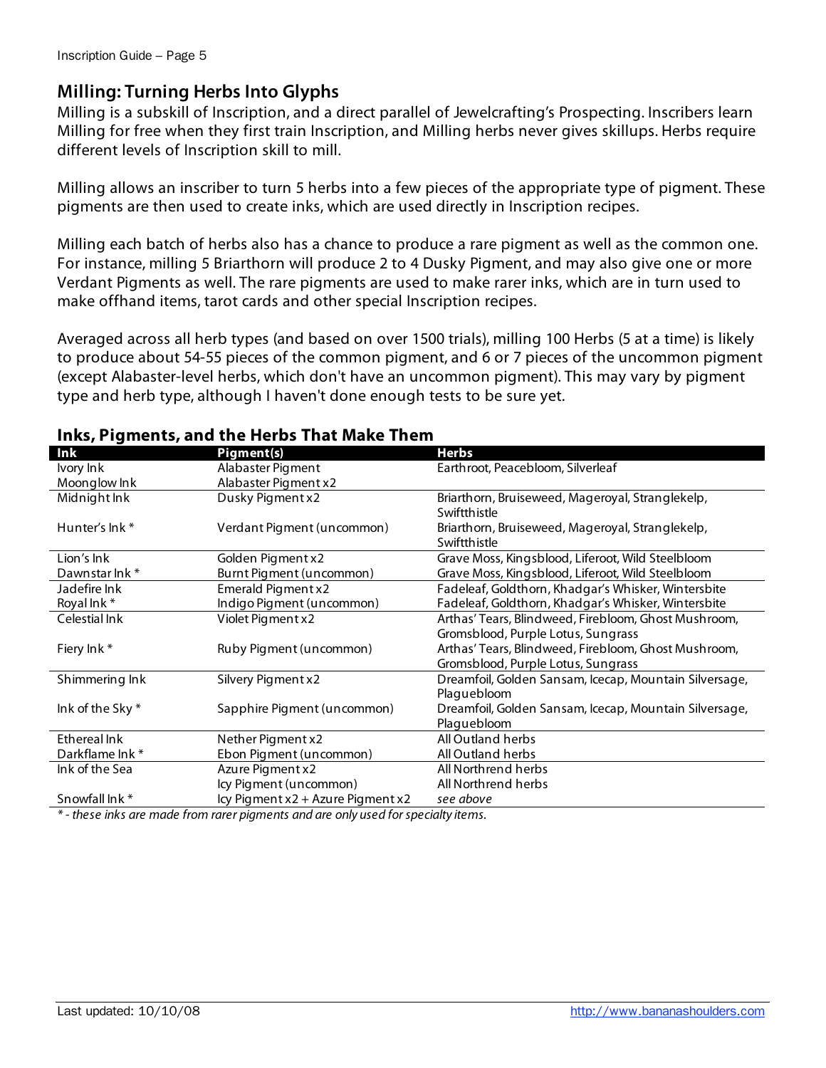## Milling: Turning Herbs Into Glyphs

Milling is a subskill of Inscription, and a direct parallel of Jewelcrafting's Prospecting. Inscribers learn Milling for free when they first train Inscription, and Milling herbs never gives skillups. Herbs require different levels of Inscription skill to mill.

Milling allows an inscriber to turn 5 herbs into a few pieces of the appropriate type of pigment. These pigments are then used to create inks, which are used directly in Inscription recipes.

Milling each batch of herbs also has a chance to produce a rare pigment as well as the common one. For instance, milling 5 Briarthorn will produce 2 to 4 Dusky Pigment, and may also give one or more Verdant Pigments as well. The rare pigments are used to make rarer inks, which are in turn used to make offhand items, tarot cards and other special Inscription recipes.

Averaged across all herb types (and based on over 1500 trials), milling 100 Herbs (5 at a time) is likely to produce about 54-55 pieces of the common pigment, and 6 or 7 pieces of the uncommon pigment (except Alabaster-level herbs, which don't have an uncommon pigment). This may vary by pigment type and herb type, although I haven't done enough tests to be sure yet.

### Inks, Pigments, and the Herbs That Make Them

| Ink | Pigment(s) | Herbs |
|---|---|---|
| Ivory Ink | Alabaster Pigment | Earthroot, Peacebloom, Silverleaf |
| Moonglow Ink | Alabaster Pigment x2 | |
| Midnight Ink | Dusky Pigment x2 | Briarthorn, Bruiseweed, Mageroyal, Stranglekelp, Swiftthistle |
| Hunter's Ink * | Verdant Pigment (uncommon) | Briarthorn, Bruiseweed, Mageroyal, Stranglekelp, Swiftthistle |
| Lion's Ink | Golden Pigment x2 | Grave Moss, Kingsblood, Liferoot, Wild Steelbloom |
| Dawnstar Ink * | Burnt Pigment (uncommon) | Grave Moss, Kingsblood, Liferoot, Wild Steelbloom |
| Jadefire Ink | Emerald Pigment x2 | Fadeleaf, Goldthorn, Khadgar's Whisker, Wintersbite |
| Royal Ink * | Indigo Pigment (uncommon) | Fadeleaf, Goldthorn, Khadgar's Whisker, Wintersbite |
| Celestial Ink | Violet Pigment x2 | Arthas' Tears, Blindweed, Firebloom, Ghost Mushroom, Gromsblood, Purple Lotus, Sungrass |
| Fiery Ink * | Ruby Pigment (uncommon) | Arthas' Tears, Blindweed, Firebloom, Ghost Mushroom, Gromsblood, Purple Lotus, Sungrass |
| Shimmering Ink | Silvery Pigment x2 | Dreamfoil, Golden Sansam, Icecap, Mountain Silversage, Plaguebloom |
| Ink of the Sky * | Sapphire Pigment (uncommon) | Dreamfoil, Golden Sansam, Icecap, Mountain Silversage, Plaguebloom |
| Ethereal Ink | Nether Pigment x2 | All Outland herbs |
| Darkflame Ink * | Ebon Pigment (uncommon) | All Outland herbs |
| Ink of the Sea | Azure Pigment x2 | All Northrend herbs |
| | Icy Pigment (uncommon) | All Northrend herbs |
| Snowfall Ink * | Icy Pigment x2 + Azure Pigment x2 | *see above* |

*\* - these inks are made from rarer pigments and are only used for specialty items.*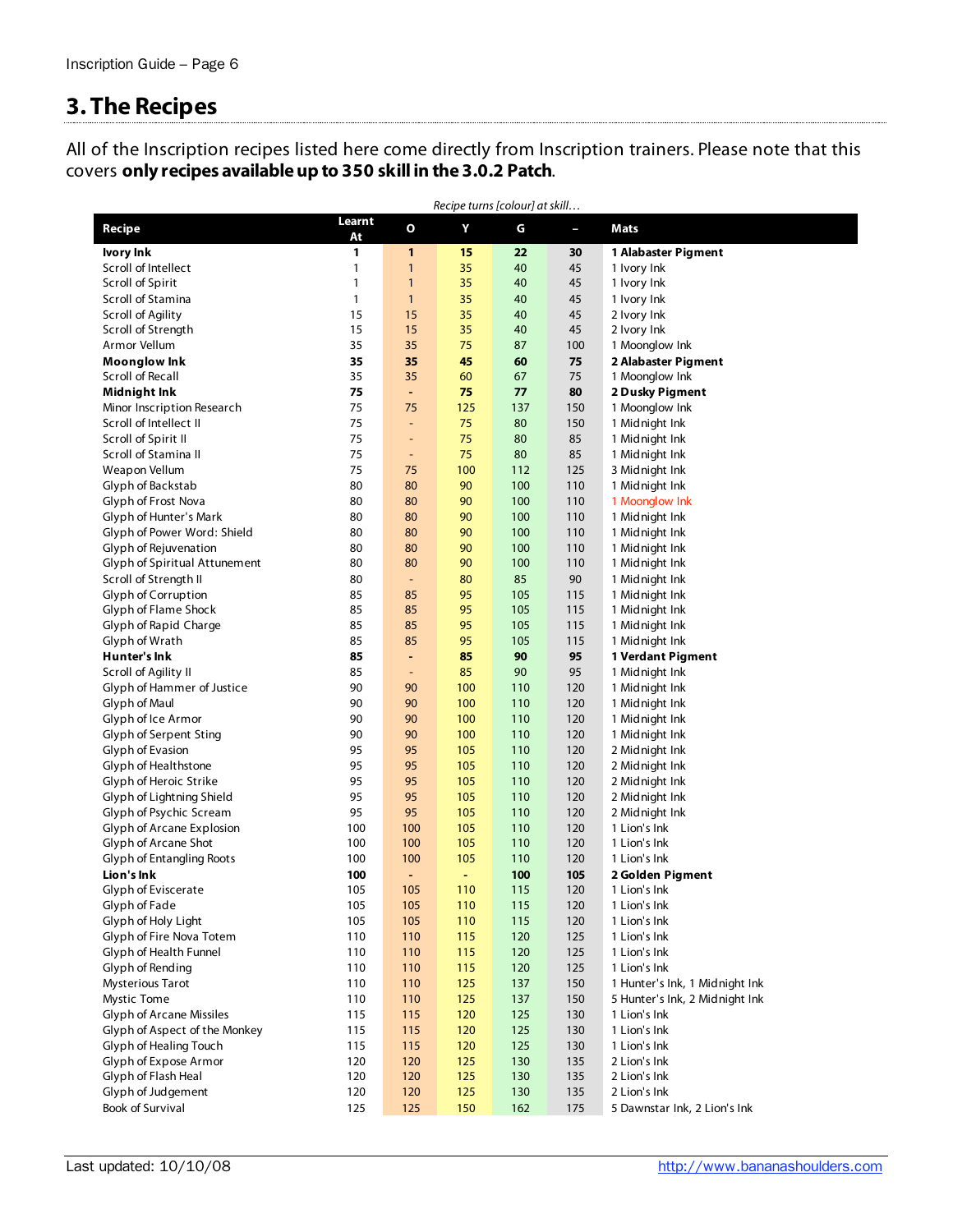# 3. The Recipes

All of the Inscription recipes listed here come directly from Inscription trainers. Please note that this covers **only recipes available up to 350 skill in the 3.0.2 Patch**.

*Recipe turns [colour] at skill…*

| Recipe | Learnt At | O | Y | G | – | Mats |
|---|---|---|---|---|---|---|
| **Ivory Ink** | **1** | **1** | **15** | **22** | **30** | **1 Alabaster Pigment** |
| Scroll of Intellect | 1 | 1 | 35 | 40 | 45 | 1 Ivory Ink |
| Scroll of Spirit | 1 | 1 | 35 | 40 | 45 | 1 Ivory Ink |
| Scroll of Stamina | 1 | 1 | 35 | 40 | 45 | 1 Ivory Ink |
| Scroll of Agility | 15 | 15 | 35 | 40 | 45 | 2 Ivory Ink |
| Scroll of Strength | 15 | 15 | 35 | 40 | 45 | 2 Ivory Ink |
| Armor Vellum | 35 | 35 | 75 | 87 | 100 | 1 Moonglow Ink |
| **Moonglow Ink** | **35** | **35** | **45** | **60** | **75** | **2 Alabaster Pigment** |
| Scroll of Recall | 35 | 35 | 60 | 67 | 75 | 1 Moonglow Ink |
| **Midnight Ink** | **75** | **-** | **75** | **77** | **80** | **2 Dusky Pigment** |
| Minor Inscription Research | 75 | 75 | 125 | 137 | 150 | 1 Moonglow Ink |
| Scroll of Intellect II | 75 | - | 75 | 80 | 150 | 1 Midnight Ink |
| Scroll of Spirit II | 75 | - | 75 | 80 | 85 | 1 Midnight Ink |
| Scroll of Stamina II | 75 | - | 75 | 80 | 85 | 1 Midnight Ink |
| Weapon Vellum | 75 | 75 | 100 | 112 | 125 | 3 Midnight Ink |
| Glyph of Backstab | 80 | 80 | 90 | 100 | 110 | 1 Midnight Ink |
| Glyph of Frost Nova | 80 | 80 | 90 | 100 | 110 | 1 Moonglow Ink |
| Glyph of Hunter's Mark | 80 | 80 | 90 | 100 | 110 | 1 Midnight Ink |
| Glyph of Power Word: Shield | 80 | 80 | 90 | 100 | 110 | 1 Midnight Ink |
| Glyph of Rejuvenation | 80 | 80 | 90 | 100 | 110 | 1 Midnight Ink |
| Glyph of Spiritual Attunement | 80 | 80 | 90 | 100 | 110 | 1 Midnight Ink |
| Scroll of Strength II | 80 | - | 80 | 85 | 90 | 1 Midnight Ink |
| Glyph of Corruption | 85 | 85 | 95 | 105 | 115 | 1 Midnight Ink |
| Glyph of Flame Shock | 85 | 85 | 95 | 105 | 115 | 1 Midnight Ink |
| Glyph of Rapid Charge | 85 | 85 | 95 | 105 | 115 | 1 Midnight Ink |
| Glyph of Wrath | 85 | 85 | 95 | 105 | 115 | 1 Midnight Ink |
| **Hunter's Ink** | **85** | **-** | **85** | **90** | **95** | **1 Verdant Pigment** |
| Scroll of Agility II | 85 | - | 85 | 90 | 95 | 1 Midnight Ink |
| Glyph of Hammer of Justice | 90 | 90 | 100 | 110 | 120 | 1 Midnight Ink |
| Glyph of Maul | 90 | 90 | 100 | 110 | 120 | 1 Midnight Ink |
| Glyph of Ice Armor | 90 | 90 | 100 | 110 | 120 | 1 Midnight Ink |
| Glyph of Serpent Sting | 90 | 90 | 100 | 110 | 120 | 1 Midnight Ink |
| Glyph of Evasion | 95 | 95 | 105 | 110 | 120 | 2 Midnight Ink |
| Glyph of Healthstone | 95 | 95 | 105 | 110 | 120 | 2 Midnight Ink |
| Glyph of Heroic Strike | 95 | 95 | 105 | 110 | 120 | 2 Midnight Ink |
| Glyph of Lightning Shield | 95 | 95 | 105 | 110 | 120 | 2 Midnight Ink |
| Glyph of Psychic Scream | 95 | 95 | 105 | 110 | 120 | 2 Midnight Ink |
| Glyph of Arcane Explosion | 100 | 100 | 105 | 110 | 120 | 1 Lion's Ink |
| Glyph of Arcane Shot | 100 | 100 | 105 | 110 | 120 | 1 Lion's Ink |
| Glyph of Entangling Roots | 100 | 100 | 105 | 110 | 120 | 1 Lion's Ink |
| **Lion's Ink** | **100** | **-** | **-** | **100** | **105** | **2 Golden Pigment** |
| Glyph of Eviscerate | 105 | 105 | 110 | 115 | 120 | 1 Lion's Ink |
| Glyph of Fade | 105 | 105 | 110 | 115 | 120 | 1 Lion's Ink |
| Glyph of Holy Light | 105 | 105 | 110 | 115 | 120 | 1 Lion's Ink |
| Glyph of Fire Nova Totem | 110 | 110 | 115 | 120 | 125 | 1 Lion's Ink |
| Glyph of Health Funnel | 110 | 110 | 115 | 120 | 125 | 1 Lion's Ink |
| Glyph of Rending | 110 | 110 | 115 | 120 | 125 | 1 Lion's Ink |
| Mysterious Tarot | 110 | 110 | 125 | 137 | 150 | 1 Hunter's Ink, 1 Midnight Ink |
| Mystic Tome | 110 | 110 | 125 | 137 | 150 | 5 Hunter's Ink, 2 Midnight Ink |
| Glyph of Arcane Missiles | 115 | 115 | 120 | 125 | 130 | 1 Lion's Ink |
| Glyph of Aspect of the Monkey | 115 | 115 | 120 | 125 | 130 | 1 Lion's Ink |
| Glyph of Healing Touch | 115 | 115 | 120 | 125 | 130 | 1 Lion's Ink |
| Glyph of Expose Armor | 120 | 120 | 125 | 130 | 135 | 2 Lion's Ink |
| Glyph of Flash Heal | 120 | 120 | 125 | 130 | 135 | 2 Lion's Ink |
| Glyph of Judgement | 120 | 120 | 125 | 130 | 135 | 2 Lion's Ink |
| Book of Survival | 125 | 125 | 150 | 162 | 175 | 5 Dawnstar Ink, 2 Lion's Ink |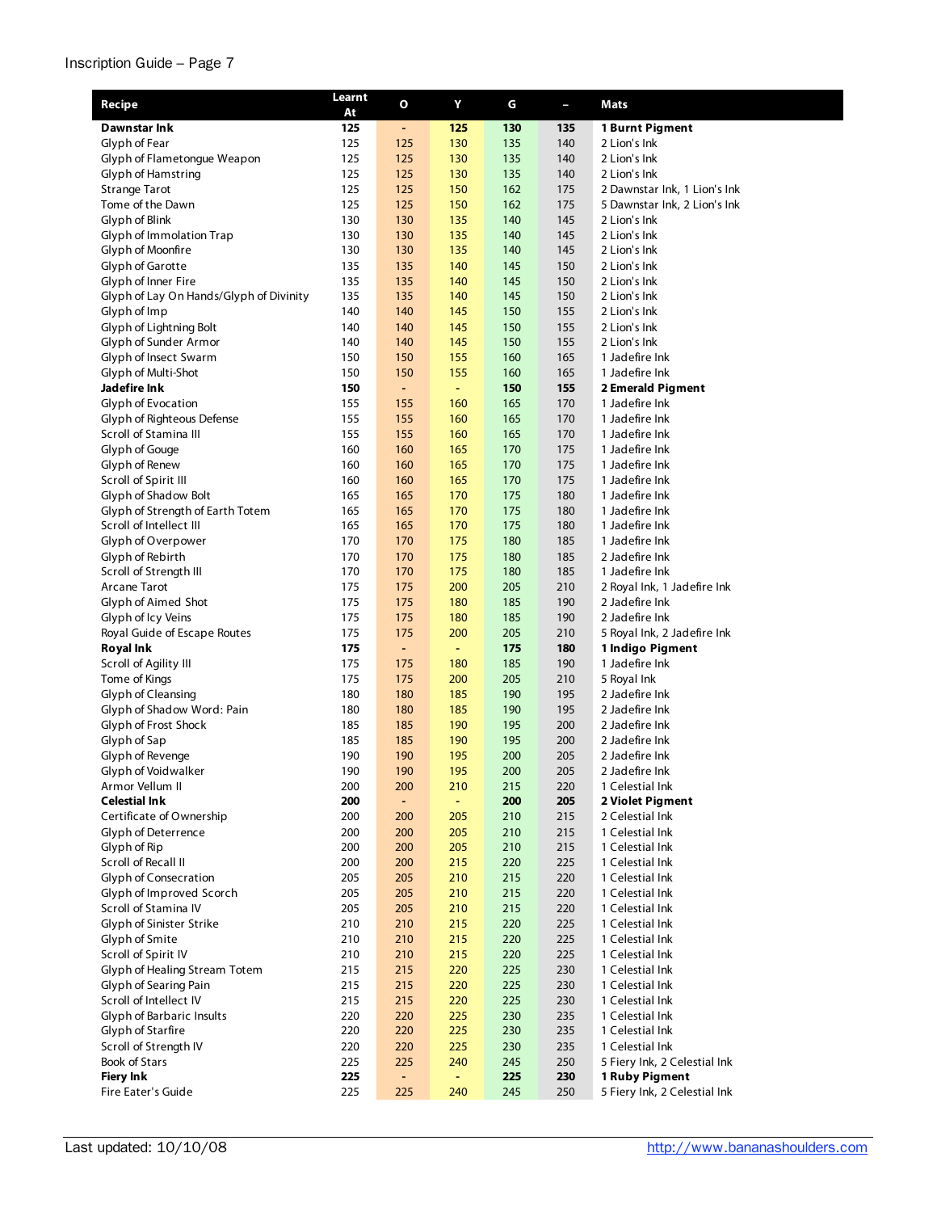| Recipe | Learnt At | O | Y | G | – | Mats |
|---|---|---|---|---|---|---|
| **Dawnstar Ink** | **125** | - | **125** | **130** | **135** | **1 Burnt Pigment** |
| Glyph of Fear | 125 | 125 | 130 | 135 | 140 | 2 Lion's Ink |
| Glyph of Flametongue Weapon | 125 | 125 | 130 | 135 | 140 | 2 Lion's Ink |
| Glyph of Hamstring | 125 | 125 | 130 | 135 | 140 | 2 Lion's Ink |
| Strange Tarot | 125 | 125 | 150 | 162 | 175 | 2 Dawnstar Ink, 1 Lion's Ink |
| Tome of the Dawn | 125 | 125 | 150 | 162 | 175 | 5 Dawnstar Ink, 2 Lion's Ink |
| Glyph of Blink | 130 | 130 | 135 | 140 | 145 | 2 Lion's Ink |
| Glyph of Immolation Trap | 130 | 130 | 135 | 140 | 145 | 2 Lion's Ink |
| Glyph of Moonfire | 130 | 130 | 135 | 140 | 145 | 2 Lion's Ink |
| Glyph of Garotte | 135 | 135 | 140 | 145 | 150 | 2 Lion's Ink |
| Glyph of Inner Fire | 135 | 135 | 140 | 145 | 150 | 2 Lion's Ink |
| Glyph of Lay On Hands/Glyph of Divinity | 135 | 135 | 140 | 145 | 150 | 2 Lion's Ink |
| Glyph of Imp | 140 | 140 | 145 | 150 | 155 | 2 Lion's Ink |
| Glyph of Lightning Bolt | 140 | 140 | 145 | 150 | 155 | 2 Lion's Ink |
| Glyph of Sunder Armor | 140 | 140 | 145 | 150 | 155 | 2 Lion's Ink |
| Glyph of Insect Swarm | 150 | 150 | 155 | 160 | 165 | 1 Jadefire Ink |
| Glyph of Multi-Shot | 150 | 150 | 155 | 160 | 165 | 1 Jadefire Ink |
| **Jadefire Ink** | **150** | - | - | **150** | **155** | **2 Emerald Pigment** |
| Glyph of Evocation | 155 | 155 | 160 | 165 | 170 | 1 Jadefire Ink |
| Glyph of Righteous Defense | 155 | 155 | 160 | 165 | 170 | 1 Jadefire Ink |
| Scroll of Stamina III | 155 | 155 | 160 | 165 | 170 | 1 Jadefire Ink |
| Glyph of Gouge | 160 | 160 | 165 | 170 | 175 | 1 Jadefire Ink |
| Glyph of Renew | 160 | 160 | 165 | 170 | 175 | 1 Jadefire Ink |
| Scroll of Spirit III | 160 | 160 | 165 | 170 | 175 | 1 Jadefire Ink |
| Glyph of Shadow Bolt | 165 | 165 | 170 | 175 | 180 | 1 Jadefire Ink |
| Glyph of Strength of Earth Totem | 165 | 165 | 170 | 175 | 180 | 1 Jadefire Ink |
| Scroll of Intellect III | 165 | 165 | 170 | 175 | 180 | 1 Jadefire Ink |
| Glyph of Overpower | 170 | 170 | 175 | 180 | 185 | 1 Jadefire Ink |
| Glyph of Rebirth | 170 | 170 | 175 | 180 | 185 | 2 Jadefire Ink |
| Scroll of Strength III | 170 | 170 | 175 | 180 | 185 | 1 Jadefire Ink |
| Arcane Tarot | 175 | 175 | 200 | 205 | 210 | 2 Royal Ink, 1 Jadefire Ink |
| Glyph of Aimed Shot | 175 | 175 | 180 | 185 | 190 | 2 Jadefire Ink |
| Glyph of Icy Veins | 175 | 175 | 180 | 185 | 190 | 2 Jadefire Ink |
| Royal Guide of Escape Routes | 175 | 175 | 200 | 205 | 210 | 5 Royal Ink, 2 Jadefire Ink |
| **Royal Ink** | **175** | - | - | **175** | **180** | **1 Indigo Pigment** |
| Scroll of Agility III | 175 | 175 | 180 | 185 | 190 | 1 Jadefire Ink |
| Tome of Kings | 175 | 175 | 200 | 205 | 210 | 5 Royal Ink |
| Glyph of Cleansing | 180 | 180 | 185 | 190 | 195 | 2 Jadefire Ink |
| Glyph of Shadow Word: Pain | 180 | 180 | 185 | 190 | 195 | 2 Jadefire Ink |
| Glyph of Frost Shock | 185 | 185 | 190 | 195 | 200 | 2 Jadefire Ink |
| Glyph of Sap | 185 | 185 | 190 | 195 | 200 | 2 Jadefire Ink |
| Glyph of Revenge | 190 | 190 | 195 | 200 | 205 | 2 Jadefire Ink |
| Glyph of Voidwalker | 190 | 190 | 195 | 200 | 205 | 2 Jadefire Ink |
| Armor Vellum II | 200 | 200 | 210 | 215 | 220 | 1 Celestial Ink |
| **Celestial Ink** | **200** | - | - | **200** | **205** | **2 Violet Pigment** |
| Certificate of Ownership | 200 | 200 | 205 | 210 | 215 | 2 Celestial Ink |
| Glyph of Deterrence | 200 | 200 | 205 | 210 | 215 | 1 Celestial Ink |
| Glyph of Rip | 200 | 200 | 205 | 210 | 215 | 1 Celestial Ink |
| Scroll of Recall II | 200 | 200 | 215 | 220 | 225 | 1 Celestial Ink |
| Glyph of Consecration | 205 | 205 | 210 | 215 | 220 | 1 Celestial Ink |
| Glyph of Improved Scorch | 205 | 205 | 210 | 215 | 220 | 1 Celestial Ink |
| Scroll of Stamina IV | 205 | 205 | 210 | 215 | 220 | 1 Celestial Ink |
| Glyph of Sinister Strike | 210 | 210 | 215 | 220 | 225 | 1 Celestial Ink |
| Glyph of Smite | 210 | 210 | 215 | 220 | 225 | 1 Celestial Ink |
| Scroll of Spirit IV | 210 | 210 | 215 | 220 | 225 | 1 Celestial Ink |
| Glyph of Healing Stream Totem | 215 | 215 | 220 | 225 | 230 | 1 Celestial Ink |
| Glyph of Searing Pain | 215 | 215 | 220 | 225 | 230 | 1 Celestial Ink |
| Scroll of Intellect IV | 215 | 215 | 220 | 225 | 230 | 1 Celestial Ink |
| Glyph of Barbaric Insults | 220 | 220 | 225 | 230 | 235 | 1 Celestial Ink |
| Glyph of Starfire | 220 | 220 | 225 | 230 | 235 | 1 Celestial Ink |
| Scroll of Strength IV | 220 | 220 | 225 | 230 | 235 | 1 Celestial Ink |
| Book of Stars | 225 | 225 | 240 | 245 | 250 | 5 Fiery Ink, 2 Celestial Ink |
| **Fiery Ink** | **225** | - | - | **225** | **230** | **1 Ruby Pigment** |
| Fire Eater's Guide | 225 | 225 | 240 | 245 | 250 | 5 Fiery Ink, 2 Celestial Ink |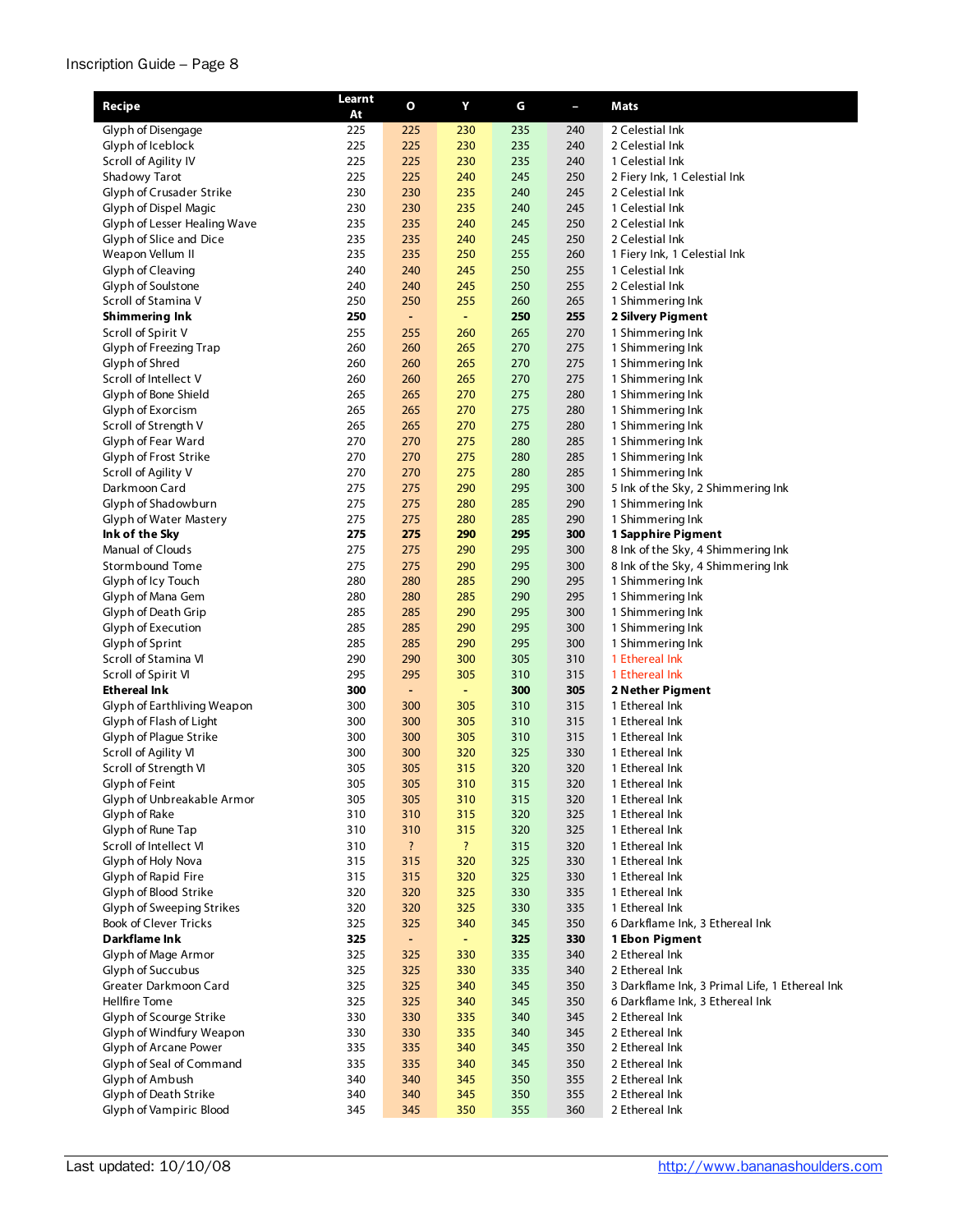| Recipe | Learnt At | O | Y | G | – | Mats |
|---|---|---|---|---|---|---|
| Glyph of Disengage | 225 | 225 | 230 | 235 | 240 | 2 Celestial Ink |
| Glyph of Iceblock | 225 | 225 | 230 | 235 | 240 | 2 Celestial Ink |
| Scroll of Agility IV | 225 | 225 | 230 | 235 | 240 | 1 Celestial Ink |
| Shadowy Tarot | 225 | 225 | 240 | 245 | 250 | 2 Fiery Ink, 1 Celestial Ink |
| Glyph of Crusader Strike | 230 | 230 | 235 | 240 | 245 | 2 Celestial Ink |
| Glyph of Dispel Magic | 230 | 230 | 235 | 240 | 245 | 1 Celestial Ink |
| Glyph of Lesser Healing Wave | 235 | 235 | 240 | 245 | 250 | 2 Celestial Ink |
| Glyph of Slice and Dice | 235 | 235 | 240 | 245 | 250 | 2 Celestial Ink |
| Weapon Vellum II | 235 | 235 | 250 | 255 | 260 | 1 Fiery Ink, 1 Celestial Ink |
| Glyph of Cleaving | 240 | 240 | 245 | 250 | 255 | 1 Celestial Ink |
| Glyph of Soulstone | 240 | 240 | 245 | 250 | 255 | 2 Celestial Ink |
| Scroll of Stamina V | 250 | 250 | 255 | 260 | 265 | 1 Shimmering Ink |
| **Shimmering Ink** | **250** | - | - | **250** | **255** | **2 Silvery Pigment** |
| Scroll of Spirit V | 255 | 255 | 260 | 265 | 270 | 1 Shimmering Ink |
| Glyph of Freezing Trap | 260 | 260 | 265 | 270 | 275 | 1 Shimmering Ink |
| Glyph of Shred | 260 | 260 | 265 | 270 | 275 | 1 Shimmering Ink |
| Scroll of Intellect V | 260 | 260 | 265 | 270 | 275 | 1 Shimmering Ink |
| Glyph of Bone Shield | 265 | 265 | 270 | 275 | 280 | 1 Shimmering Ink |
| Glyph of Exorcism | 265 | 265 | 270 | 275 | 280 | 1 Shimmering Ink |
| Scroll of Strength V | 265 | 265 | 270 | 275 | 280 | 1 Shimmering Ink |
| Glyph of Fear Ward | 270 | 270 | 275 | 280 | 285 | 1 Shimmering Ink |
| Glyph of Frost Strike | 270 | 270 | 275 | 280 | 285 | 1 Shimmering Ink |
| Scroll of Agility V | 270 | 270 | 275 | 280 | 285 | 1 Shimmering Ink |
| Darkmoon Card | 275 | 275 | 290 | 295 | 300 | 5 Ink of the Sky, 2 Shimmering Ink |
| Glyph of Shadowburn | 275 | 275 | 280 | 285 | 290 | 1 Shimmering Ink |
| Glyph of Water Mastery | 275 | 275 | 280 | 285 | 290 | 1 Shimmering Ink |
| **Ink of the Sky** | **275** | **275** | **290** | **295** | **300** | **1 Sapphire Pigment** |
| Manual of Clouds | 275 | 275 | 290 | 295 | 300 | 8 Ink of the Sky, 4 Shimmering Ink |
| Stormbound Tome | 275 | 275 | 290 | 295 | 300 | 8 Ink of the Sky, 4 Shimmering Ink |
| Glyph of Icy Touch | 280 | 280 | 285 | 290 | 295 | 1 Shimmering Ink |
| Glyph of Mana Gem | 280 | 280 | 285 | 290 | 295 | 1 Shimmering Ink |
| Glyph of Death Grip | 285 | 285 | 290 | 295 | 300 | 1 Shimmering Ink |
| Glyph of Execution | 285 | 285 | 290 | 295 | 300 | 1 Shimmering Ink |
| Glyph of Sprint | 285 | 285 | 290 | 295 | 300 | 1 Shimmering Ink |
| Scroll of Stamina VI | 290 | 290 | 300 | 305 | 310 | 1 Ethereal Ink |
| Scroll of Spirit VI | 295 | 295 | 305 | 310 | 315 | 1 Ethereal Ink |
| **Ethereal Ink** | **300** | - | - | **300** | **305** | **2 Nether Pigment** |
| Glyph of Earthliving Weapon | 300 | 300 | 305 | 310 | 315 | 1 Ethereal Ink |
| Glyph of Flash of Light | 300 | 300 | 305 | 310 | 315 | 1 Ethereal Ink |
| Glyph of Plague Strike | 300 | 300 | 305 | 310 | 315 | 1 Ethereal Ink |
| Scroll of Agility VI | 300 | 300 | 320 | 325 | 330 | 1 Ethereal Ink |
| Scroll of Strength VI | 305 | 305 | 315 | 320 | 320 | 1 Ethereal Ink |
| Glyph of Feint | 305 | 305 | 310 | 315 | 320 | 1 Ethereal Ink |
| Glyph of Unbreakable Armor | 305 | 305 | 310 | 315 | 320 | 1 Ethereal Ink |
| Glyph of Rake | 310 | 310 | 315 | 320 | 325 | 1 Ethereal Ink |
| Glyph of Rune Tap | 310 | 310 | 315 | 320 | 325 | 1 Ethereal Ink |
| Scroll of Intellect VI | 310 | ? | ? | 315 | 320 | 1 Ethereal Ink |
| Glyph of Holy Nova | 315 | 315 | 320 | 325 | 330 | 1 Ethereal Ink |
| Glyph of Rapid Fire | 315 | 315 | 320 | 325 | 330 | 1 Ethereal Ink |
| Glyph of Blood Strike | 320 | 320 | 325 | 330 | 335 | 1 Ethereal Ink |
| Glyph of Sweeping Strikes | 320 | 320 | 325 | 330 | 335 | 1 Ethereal Ink |
| Book of Clever Tricks | 325 | 325 | 340 | 345 | 350 | 6 Darkflame Ink, 3 Ethereal Ink |
| **Darkflame Ink** | **325** | - | - | **325** | **330** | **1 Ebon Pigment** |
| Glyph of Mage Armor | 325 | 325 | 330 | 335 | 340 | 2 Ethereal Ink |
| Glyph of Succubus | 325 | 325 | 330 | 335 | 340 | 2 Ethereal Ink |
| Greater Darkmoon Card | 325 | 325 | 340 | 345 | 350 | 3 Darkflame Ink, 3 Primal Life, 1 Ethereal Ink |
| Hellfire Tome | 325 | 325 | 340 | 345 | 350 | 6 Darkflame Ink, 3 Ethereal Ink |
| Glyph of Scourge Strike | 330 | 330 | 335 | 340 | 345 | 2 Ethereal Ink |
| Glyph of Windfury Weapon | 330 | 330 | 335 | 340 | 345 | 2 Ethereal Ink |
| Glyph of Arcane Power | 335 | 335 | 340 | 345 | 350 | 2 Ethereal Ink |
| Glyph of Seal of Command | 335 | 335 | 340 | 345 | 350 | 2 Ethereal Ink |
| Glyph of Ambush | 340 | 340 | 345 | 350 | 355 | 2 Ethereal Ink |
| Glyph of Death Strike | 340 | 340 | 345 | 350 | 355 | 2 Ethereal Ink |
| Glyph of Vampiric Blood | 345 | 345 | 350 | 355 | 360 | 2 Ethereal Ink |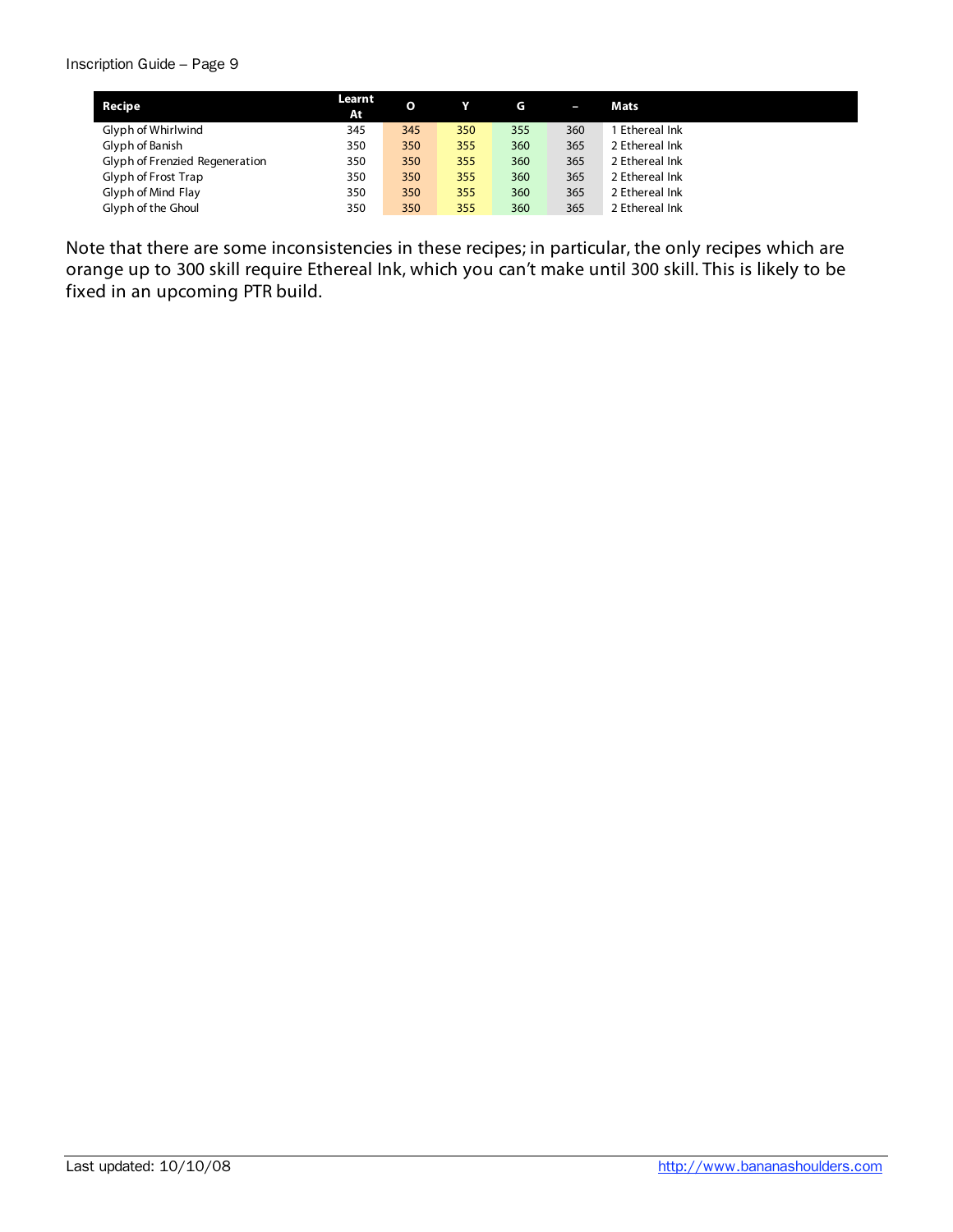| Recipe | Learnt At | O | Y | G | – | Mats |
|---|---|---|---|---|---|---|
| Glyph of Whirlwind | 345 | 345 | 350 | 355 | 360 | 1 Ethereal Ink |
| Glyph of Banish | 350 | 350 | 355 | 360 | 365 | 2 Ethereal Ink |
| Glyph of Frenzied Regeneration | 350 | 350 | 355 | 360 | 365 | 2 Ethereal Ink |
| Glyph of Frost Trap | 350 | 350 | 355 | 360 | 365 | 2 Ethereal Ink |
| Glyph of Mind Flay | 350 | 350 | 355 | 360 | 365 | 2 Ethereal Ink |
| Glyph of the Ghoul | 350 | 350 | 355 | 360 | 365 | 2 Ethereal Ink |

Note that there are some inconsistencies in these recipes; in particular, the only recipes which are orange up to 300 skill require Ethereal Ink, which you can't make until 300 skill. This is likely to be fixed in an upcoming PTR build.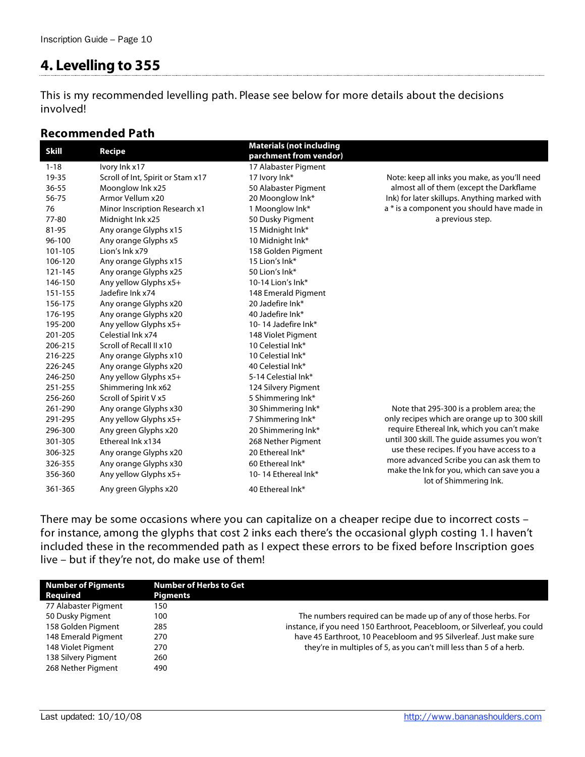# 4. Levelling to 355

This is my recommended levelling path. Please see below for more details about the decisions involved!

## Recommended Path

| Skill | Recipe | Materials (not including parchment from vendor) | |
|---|---|---|---|
| 1-18 | Ivory Ink x17 | 17 Alabaster Pigment | |
| 19-35 | Scroll of Int, Spirit or Stam x17 | 17 Ivory Ink* | Note: keep all inks you make, as you'll need almost all of them (except the Darkflame Ink) for later skillups. Anything marked with a * is a component you should have made in a previous step. |
| 36-55 | Moonglow Ink x25 | 50 Alabaster Pigment | |
| 56-75 | Armor Vellum x20 | 20 Moonglow Ink* | |
| 76 | Minor Inscription Research x1 | 1 Moonglow Ink* | |
| 77-80 | Midnight Ink x25 | 50 Dusky Pigment | |
| 81-95 | Any orange Glyphs x15 | 15 Midnight Ink* | |
| 96-100 | Any orange Glyphs x5 | 10 Midnight Ink* | |
| 101-105 | Lion's Ink x79 | 158 Golden Pigment | |
| 106-120 | Any orange Glyphs x15 | 15 Lion's Ink* | |
| 121-145 | Any orange Glyphs x25 | 50 Lion's Ink* | |
| 146-150 | Any yellow Glyphs x5+ | 10-14 Lion's Ink* | |
| 151-155 | Jadefire Ink x74 | 148 Emerald Pigment | |
| 156-175 | Any orange Glyphs x20 | 20 Jadefire Ink* | |
| 176-195 | Any orange Glyphs x20 | 40 Jadefire Ink* | |
| 195-200 | Any yellow Glyphs x5+ | 10- 14 Jadefire Ink* | |
| 201-205 | Celestial Ink x74 | 148 Violet Pigment | |
| 206-215 | Scroll of Recall II x10 | 10 Celestial Ink* | |
| 216-225 | Any orange Glyphs x10 | 10 Celestial Ink* | |
| 226-245 | Any orange Glyphs x20 | 40 Celestial Ink* | |
| 246-250 | Any yellow Glyphs x5+ | 5-14 Celestial Ink* | |
| 251-255 | Shimmering Ink x62 | 124 Silvery Pigment | |
| 256-260 | Scroll of Spirit V x5 | 5 Shimmering Ink* | |
| 261-290 | Any orange Glyphs x30 | 30 Shimmering Ink* | Note that 295-300 is a problem area; the only recipes which are orange up to 300 skill require Ethereal Ink, which you can't make until 300 skill. The guide assumes you won't use these recipes. If you have access to a more advanced Scribe you can ask them to make the Ink for you, which can save you a lot of Shimmering Ink. |
| 291-295 | Any yellow Glyphs x5+ | 7 Shimmering Ink* | |
| 296-300 | Any green Glyphs x20 | 20 Shimmering Ink* | |
| 301-305 | Ethereal Ink x134 | 268 Nether Pigment | |
| 306-325 | Any orange Glyphs x20 | 20 Ethereal Ink* | |
| 326-355 | Any orange Glyphs x30 | 60 Ethereal Ink* | |
| 356-360 | Any yellow Glyphs x5+ | 10- 14 Ethereal Ink* | |
| 361-365 | Any green Glyphs x20 | 40 Ethereal Ink* | |

There may be some occasions where you can capitalize on a cheaper recipe due to incorrect costs – for instance, among the glyphs that cost 2 inks each there's the occasional glyph costing 1. I haven't included these in the recommended path as I expect these errors to be fixed before Inscription goes live – but if they're not, do make use of them!

| Number of Pigments Required | Number of Herbs to Get Pigments | |
|---|---|---|
| 77 Alabaster Pigment | 150 | |
| 50 Dusky Pigment | 100 | The numbers required can be made up of any of those herbs. For instance, if you need 150 Earthroot, Peacebloom, or Silverleaf, you could have 45 Earthroot, 10 Peacebloom and 95 Silverleaf. Just make sure they're in multiples of 5, as you can't mill less than 5 of a herb. |
| 158 Golden Pigment | 285 | |
| 148 Emerald Pigment | 270 | |
| 148 Violet Pigment | 270 | |
| 138 Silvery Pigment | 260 | |
| 268 Nether Pigment | 490 | |

Last updated: 10/10/08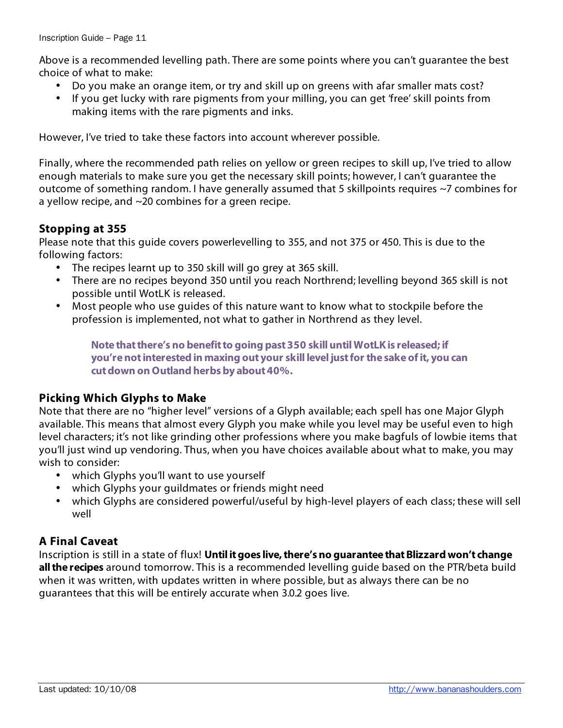Above is a recommended levelling path. There are some points where you can't guarantee the best choice of what to make:

- Do you make an orange item, or try and skill up on greens with afar smaller mats cost?
- If you get lucky with rare pigments from your milling, you can get 'free' skill points from making items with the rare pigments and inks.

However, I've tried to take these factors into account wherever possible.

Finally, where the recommended path relies on yellow or green recipes to skill up, I've tried to allow enough materials to make sure you get the necessary skill points; however, I can't guarantee the outcome of something random. I have generally assumed that 5 skillpoints requires ~7 combines for a yellow recipe, and ~20 combines for a green recipe.

## Stopping at 355

Please note that this guide covers powerlevelling to 355, and not 375 or 450. This is due to the following factors:

- The recipes learnt up to 350 skill will go grey at 365 skill.
- There are no recipes beyond 350 until you reach Northrend; levelling beyond 365 skill is not possible until WotLK is released.
- Most people who use guides of this nature want to know what to stockpile before the profession is implemented, not what to gather in Northrend as they level.

> **Note that there's no benefit to going past 350 skill until WotLK is released; if you're not interested in maxing out your skill level just for the sake of it, you can cut down on Outland herbs by about 40%.**

## Picking Which Glyphs to Make

Note that there are no "higher level" versions of a Glyph available; each spell has one Major Glyph available. This means that almost every Glyph you make while you level may be useful even to high level characters; it's not like grinding other professions where you make bagfuls of lowbie items that you'll just wind up vendoring. Thus, when you have choices available about what to make, you may wish to consider:

- which Glyphs you'll want to use yourself
- which Glyphs your guildmates or friends might need
- which Glyphs are considered powerful/useful by high-level players of each class; these will sell well

## A Final Caveat

Inscription is still in a state of flux! **Until it goes live, there's no guarantee that Blizzard won't change all the recipes** around tomorrow. This is a recommended levelling guide based on the PTR/beta build when it was written, with updates written in where possible, but as always there can be no guarantees that this will be entirely accurate when 3.0.2 goes live.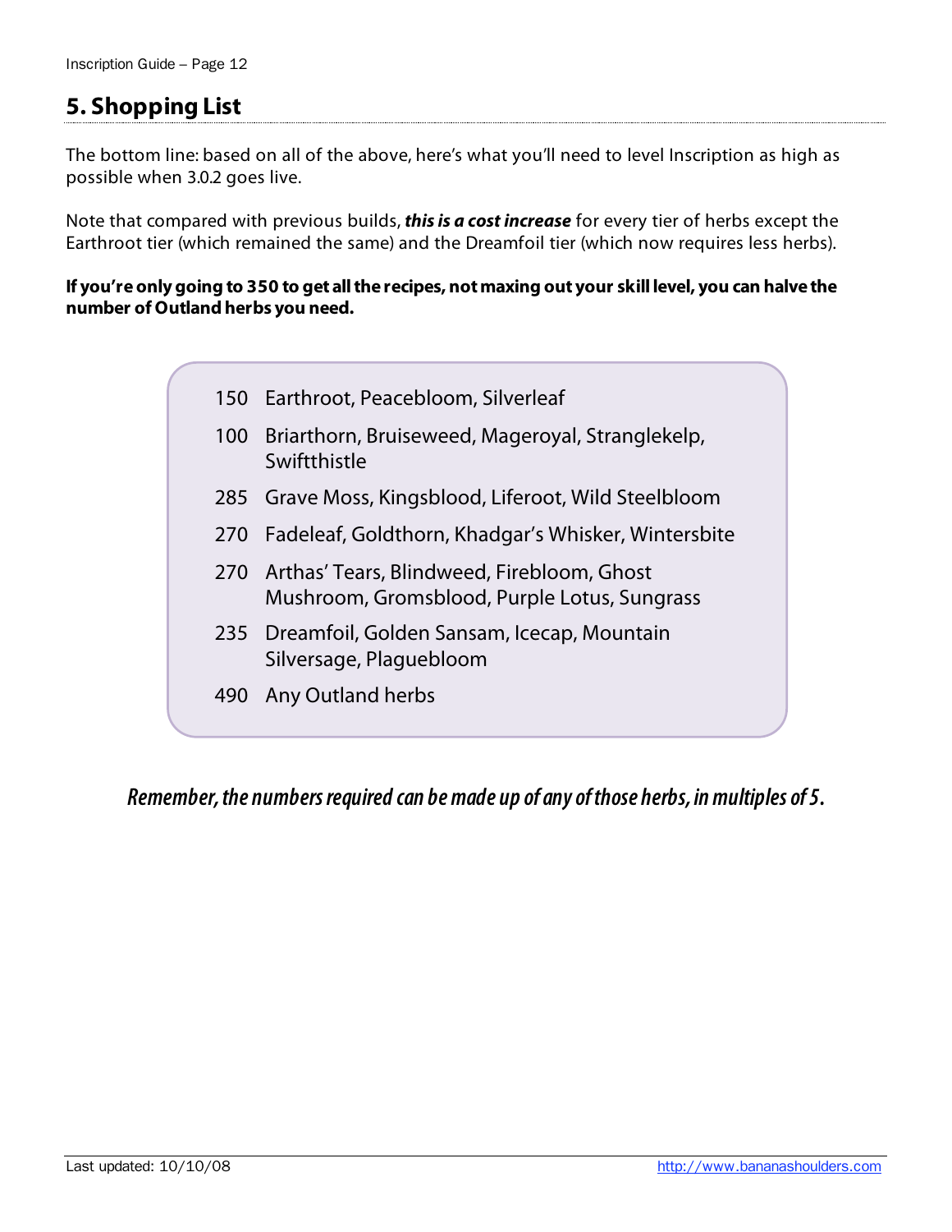## 5. Shopping List

The bottom line: based on all of the above, here's what you'll need to level Inscription as high as possible when 3.0.2 goes live.

Note that compared with previous builds, ***this is a cost increase*** for every tier of herbs except the Earthroot tier (which remained the same) and the Dreamfoil tier (which now requires less herbs).

**If you're only going to 350 to get all the recipes, not maxing out your skill level, you can halve the number of Outland herbs you need.**

| | |
|---|---|
| 150 | Earthroot, Peacebloom, Silverleaf |
| 100 | Briarthorn, Bruiseweed, Mageroyal, Stranglekelp, Swiftthistle |
| 285 | Grave Moss, Kingsblood, Liferoot, Wild Steelbloom |
| 270 | Fadeleaf, Goldthorn, Khadgar's Whisker, Wintersbite |
| 270 | Arthas' Tears, Blindweed, Firebloom, Ghost Mushroom, Gromsblood, Purple Lotus, Sungrass |
| 235 | Dreamfoil, Golden Sansam, Icecap, Mountain Silversage, Plaguebloom |
| 490 | Any Outland herbs |

***Remember, the numbers required can be made up of any of those herbs, in multiples of 5.***